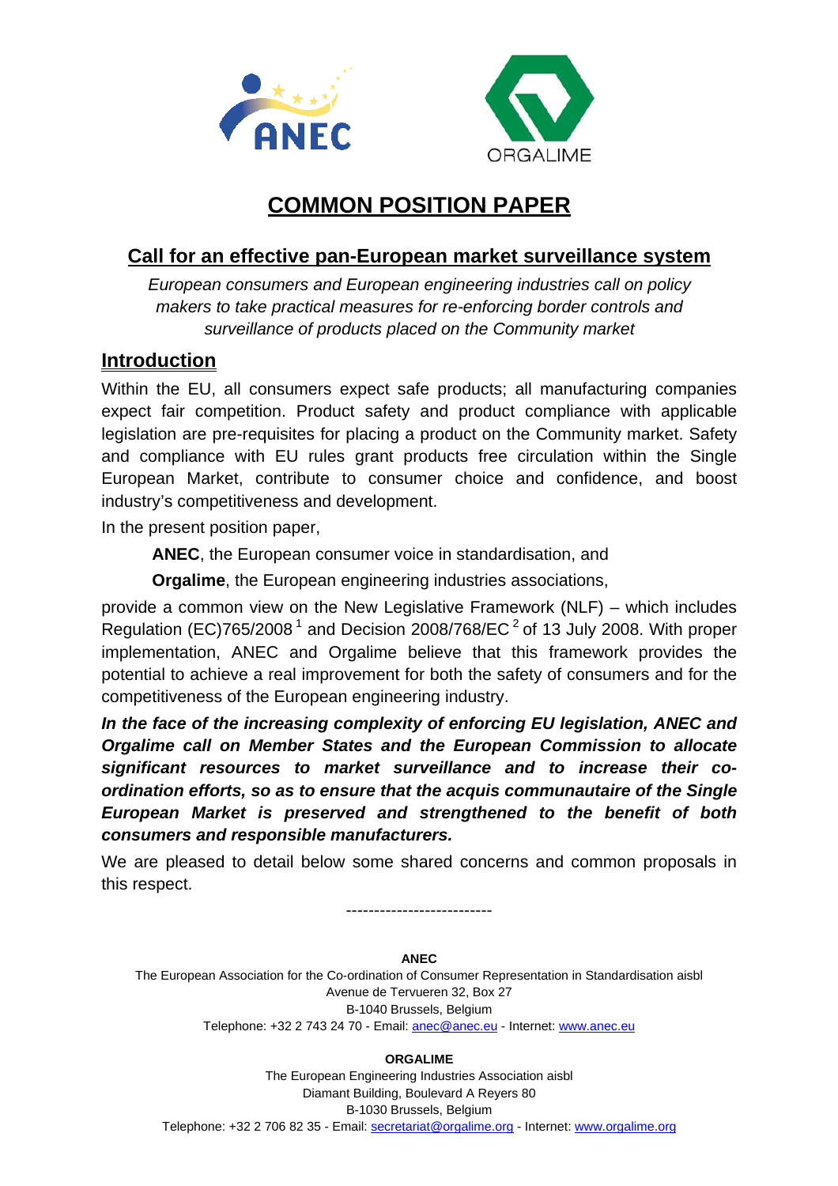# COMMON POSITION PAPER

## Call for an effective pan-European market surveillance system

*European consumers and European engineering industries call on policy makers to take practical measures for re-enforcing border controls and surveillance of products placed on the Community market*

## Introduction

Within the EU, all consumers expect safe products; all manufacturing companies expect fair competition. Product safety and product compliance with applicable legislation are pre-requisites for placing a product on the Community market. Safety and compliance with EU rules grant products free circulation within the Single European Market, contribute to consumer choice and confidence, and boost industry's competitiveness and development.

In the present position paper,

**ANEC**, the European consumer voice in standardisation, and

**Orgalime**, the European engineering industries associations,

provide a common view on the New Legislative Framework (NLF) – which includes Regulation (EC)765/2008 [1] and Decision 2008/768/EC [2] of 13 July 2008. With proper implementation, ANEC and Orgalime believe that this framework provides the potential to achieve a real improvement for both the safety of consumers and for the competitiveness of the European engineering industry.

***In the face of the increasing complexity of enforcing EU legislation, ANEC and Orgalime call on Member States and the European Commission to allocate significant resources to market surveillance and to increase their co-ordination efforts, so as to ensure that the acquis communautaire of the Single European Market is preserved and strengthened to the benefit of both consumers and responsible manufacturers.***

We are pleased to detail below some shared concerns and common proposals in this respect.

-------------------------

**ANEC**
The European Association for the Co-ordination of Consumer Representation in Standardisation aisbl
Avenue de Tervueren 32, Box 27
B-1040 Brussels, Belgium
Telephone: +32 2 743 24 70 - Email: anec@anec.eu - Internet: www.anec.eu

**ORGALIME**
The European Engineering Industries Association aisbl
Diamant Building, Boulevard A Reyers 80
B-1030 Brussels, Belgium
Telephone: +32 2 706 82 35 - Email: secretariat@orgalime.org - Internet: www.orgalime.org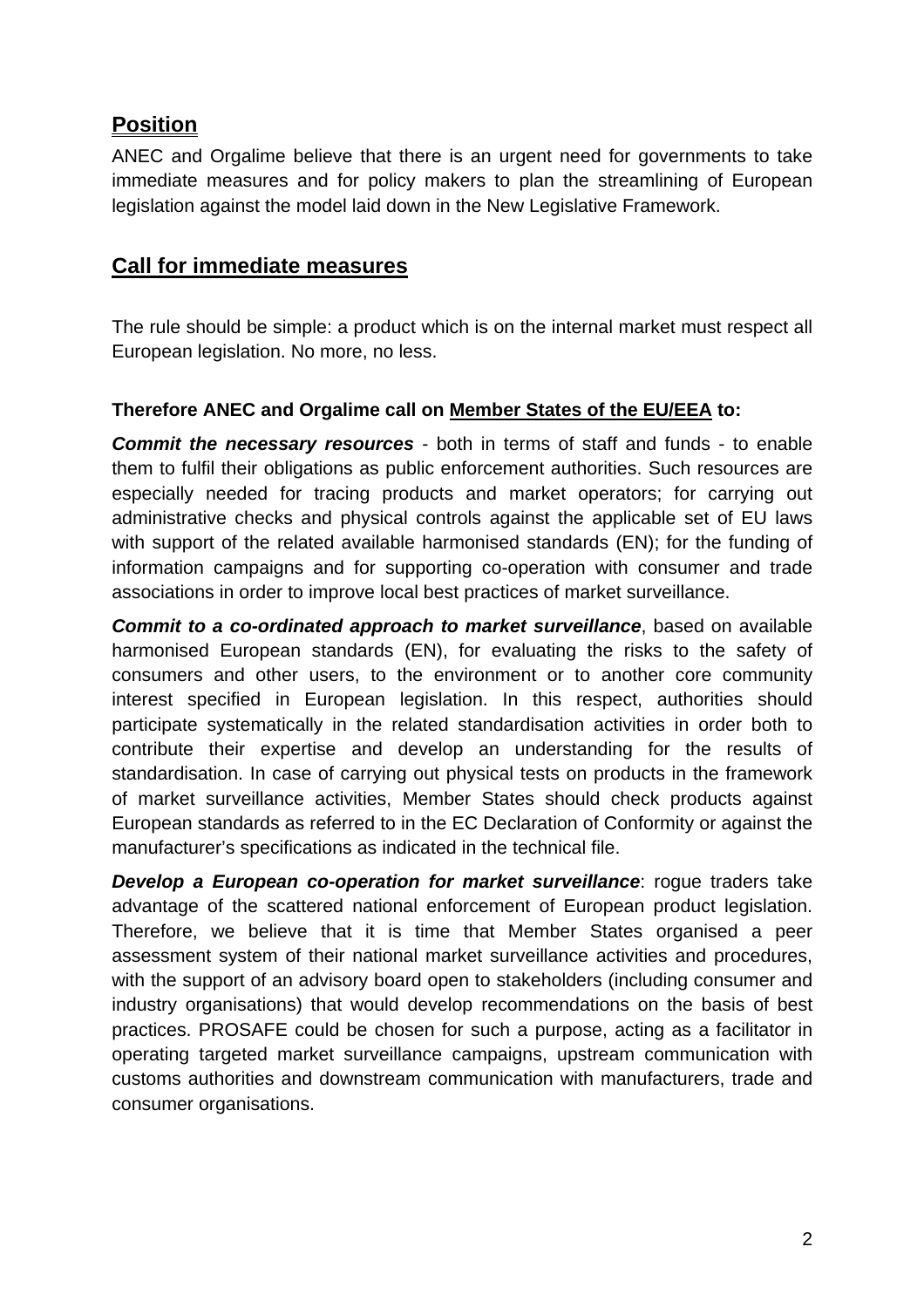## Position

ANEC and Orgalime believe that there is an urgent need for governments to take immediate measures and for policy makers to plan the streamlining of European legislation against the model laid down in the New Legislative Framework.

## Call for immediate measures

The rule should be simple: a product which is on the internal market must respect all European legislation. No more, no less.

**Therefore ANEC and Orgalime call on Member States of the EU/EEA to:**

***Commit the necessary resources*** - both in terms of staff and funds - to enable them to fulfil their obligations as public enforcement authorities. Such resources are especially needed for tracing products and market operators; for carrying out administrative checks and physical controls against the applicable set of EU laws with support of the related available harmonised standards (EN); for the funding of information campaigns and for supporting co-operation with consumer and trade associations in order to improve local best practices of market surveillance.

***Commit to a co-ordinated approach to market surveillance***, based on available harmonised European standards (EN), for evaluating the risks to the safety of consumers and other users, to the environment or to another core community interest specified in European legislation. In this respect, authorities should participate systematically in the related standardisation activities in order both to contribute their expertise and develop an understanding for the results of standardisation. In case of carrying out physical tests on products in the framework of market surveillance activities, Member States should check products against European standards as referred to in the EC Declaration of Conformity or against the manufacturer's specifications as indicated in the technical file.

***Develop a European co-operation for market surveillance***: rogue traders take advantage of the scattered national enforcement of European product legislation. Therefore, we believe that it is time that Member States organised a peer assessment system of their national market surveillance activities and procedures, with the support of an advisory board open to stakeholders (including consumer and industry organisations) that would develop recommendations on the basis of best practices. PROSAFE could be chosen for such a purpose, acting as a facilitator in operating targeted market surveillance campaigns, upstream communication with customs authorities and downstream communication with manufacturers, trade and consumer organisations.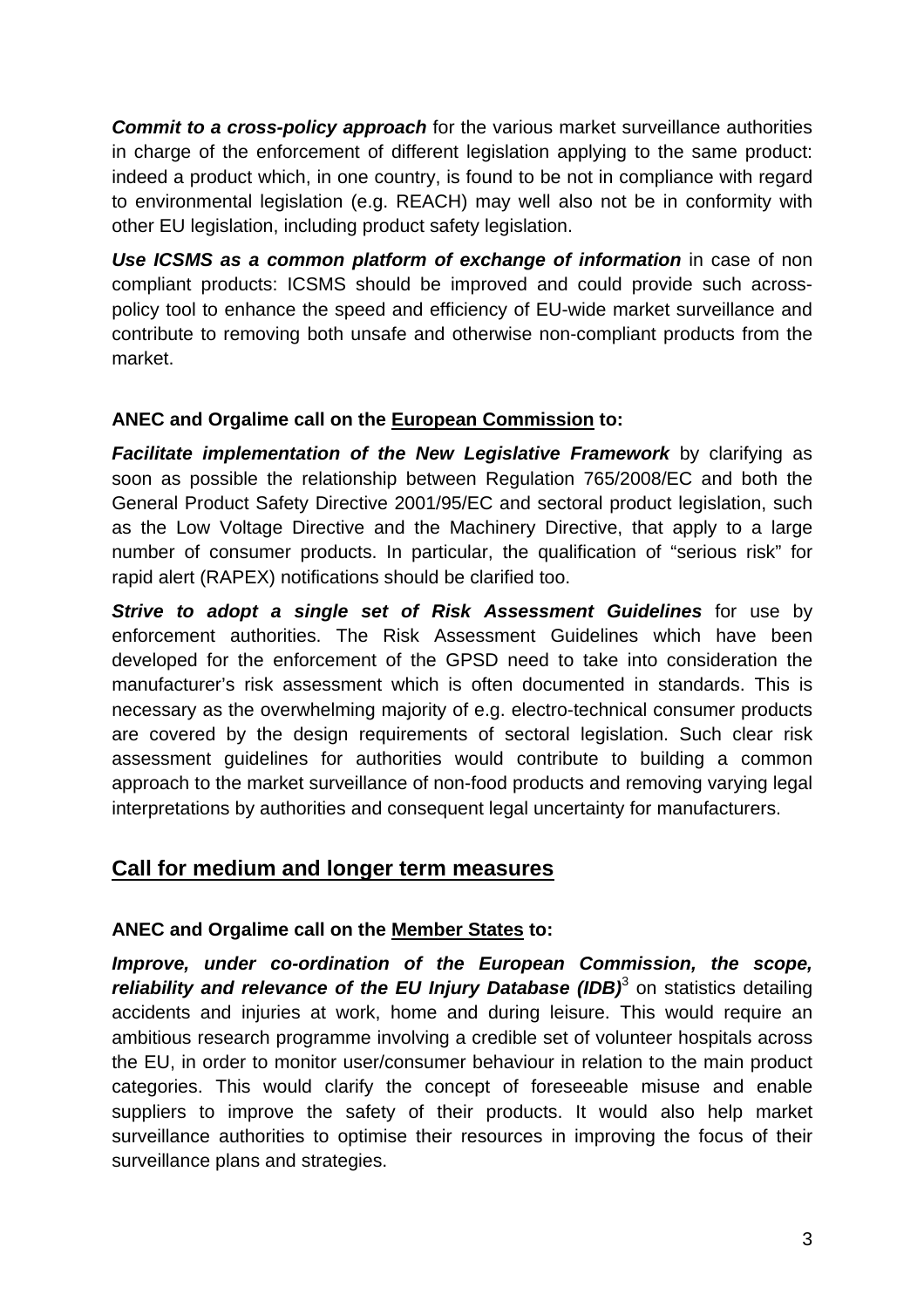***Commit to a cross-policy approach*** for the various market surveillance authorities in charge of the enforcement of different legislation applying to the same product: indeed a product which, in one country, is found to be not in compliance with regard to environmental legislation (e.g. REACH) may well also not be in conformity with other EU legislation, including product safety legislation.

***Use ICSMS as a common platform of exchange of information*** in case of non compliant products: ICSMS should be improved and could provide such across-policy tool to enhance the speed and efficiency of EU-wide market surveillance and contribute to removing both unsafe and otherwise non-compliant products from the market.

**ANEC and Orgalime call on the European Commission to:**

***Facilitate implementation of the New Legislative Framework*** by clarifying as soon as possible the relationship between Regulation 765/2008/EC and both the General Product Safety Directive 2001/95/EC and sectoral product legislation, such as the Low Voltage Directive and the Machinery Directive, that apply to a large number of consumer products. In particular, the qualification of "serious risk" for rapid alert (RAPEX) notifications should be clarified too.

***Strive to adopt a single set of Risk Assessment Guidelines*** for use by enforcement authorities. The Risk Assessment Guidelines which have been developed for the enforcement of the GPSD need to take into consideration the manufacturer's risk assessment which is often documented in standards. This is necessary as the overwhelming majority of e.g. electro-technical consumer products are covered by the design requirements of sectoral legislation. Such clear risk assessment guidelines for authorities would contribute to building a common approach to the market surveillance of non-food products and removing varying legal interpretations by authorities and consequent legal uncertainty for manufacturers.

## Call for medium and longer term measures

**ANEC and Orgalime call on the Member States to:**

***Improve, under co-ordination of the European Commission, the scope, reliability and relevance of the EU Injury Database (IDB)***[3] on statistics detailing accidents and injuries at work, home and during leisure. This would require an ambitious research programme involving a credible set of volunteer hospitals across the EU, in order to monitor user/consumer behaviour in relation to the main product categories. This would clarify the concept of foreseeable misuse and enable suppliers to improve the safety of their products. It would also help market surveillance authorities to optimise their resources in improving the focus of their surveillance plans and strategies.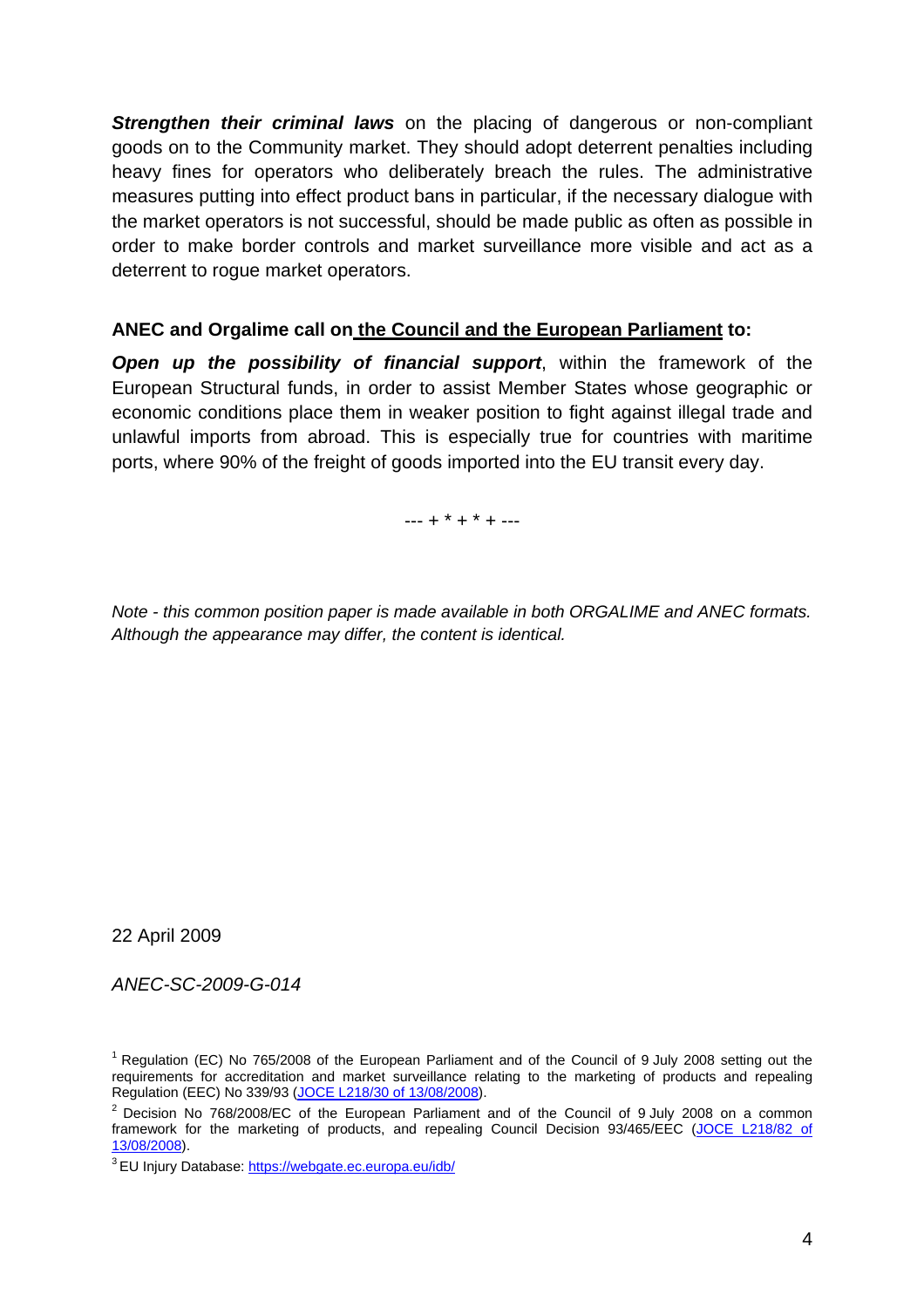***Strengthen their criminal laws*** on the placing of dangerous or non-compliant goods on to the Community market. They should adopt deterrent penalties including heavy fines for operators who deliberately breach the rules. The administrative measures putting into effect product bans in particular, if the necessary dialogue with the market operators is not successful, should be made public as often as possible in order to make border controls and market surveillance more visible and act as a deterrent to rogue market operators.

**ANEC and Orgalime call on <u>the Council and the European Parliament</u> to:**

***Open up the possibility of financial support***, within the framework of the European Structural funds, in order to assist Member States whose geographic or economic conditions place them in weaker position to fight against illegal trade and unlawful imports from abroad. This is especially true for countries with maritime ports, where 90% of the freight of goods imported into the EU transit every day.

--- + * + * + ---

*Note - this common position paper is made available in both ORGALIME and ANEC formats. Although the appearance may differ, the content is identical.*

22 April 2009

*ANEC-SC-2009-G-014*

[1] Regulation (EC) No 765/2008 of the European Parliament and of the Council of 9 July 2008 setting out the requirements for accreditation and market surveillance relating to the marketing of products and repealing Regulation (EEC) No 339/93 (JOCE L218/30 of 13/08/2008).

[2] Decision No 768/2008/EC of the European Parliament and of the Council of 9 July 2008 on a common framework for the marketing of products, and repealing Council Decision 93/465/EEC (JOCE L218/82 of 13/08/2008).

[3] EU Injury Database: https://webgate.ec.europa.eu/idb/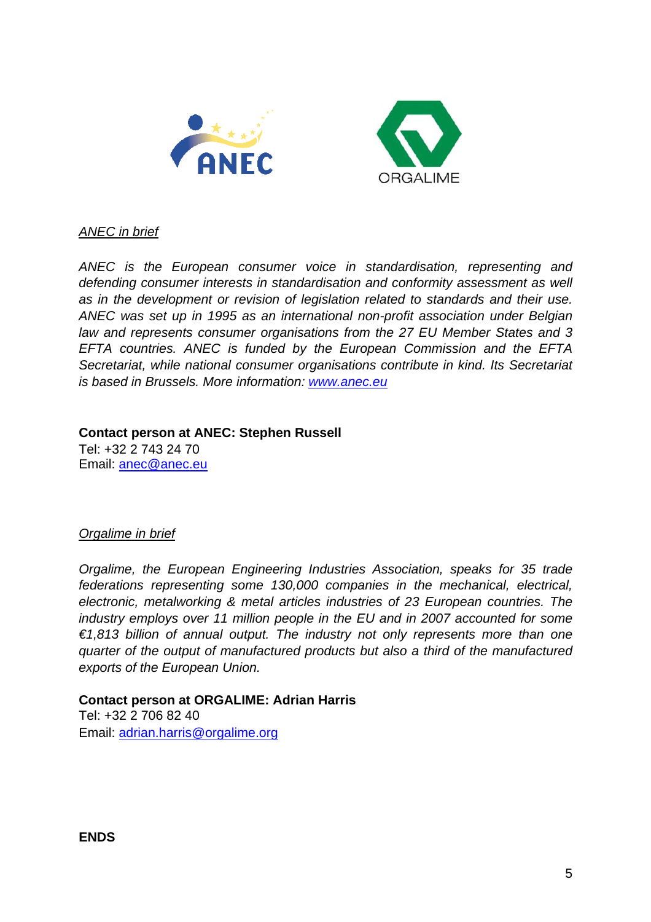*ANEC in brief*

*ANEC is the European consumer voice in standardisation, representing and defending consumer interests in standardisation and conformity assessment as well as in the development or revision of legislation related to standards and their use. ANEC was set up in 1995 as an international non-profit association under Belgian law and represents consumer organisations from the 27 EU Member States and 3 EFTA countries. ANEC is funded by the European Commission and the EFTA Secretariat, while national consumer organisations contribute in kind. Its Secretariat is based in Brussels. More information: www.anec.eu*

**Contact person at ANEC: Stephen Russell**
Tel: +32 2 743 24 70
Email: anec@anec.eu

*Orgalime in brief*

*Orgalime, the European Engineering Industries Association, speaks for 35 trade federations representing some 130,000 companies in the mechanical, electrical, electronic, metalworking & metal articles industries of 23 European countries. The industry employs over 11 million people in the EU and in 2007 accounted for some €1,813 billion of annual output. The industry not only represents more than one quarter of the output of manufactured products but also a third of the manufactured exports of the European Union.*

**Contact person at ORGALIME: Adrian Harris**
Tel: +32 2 706 82 40
Email: adrian.harris@orgalime.org

**ENDS**